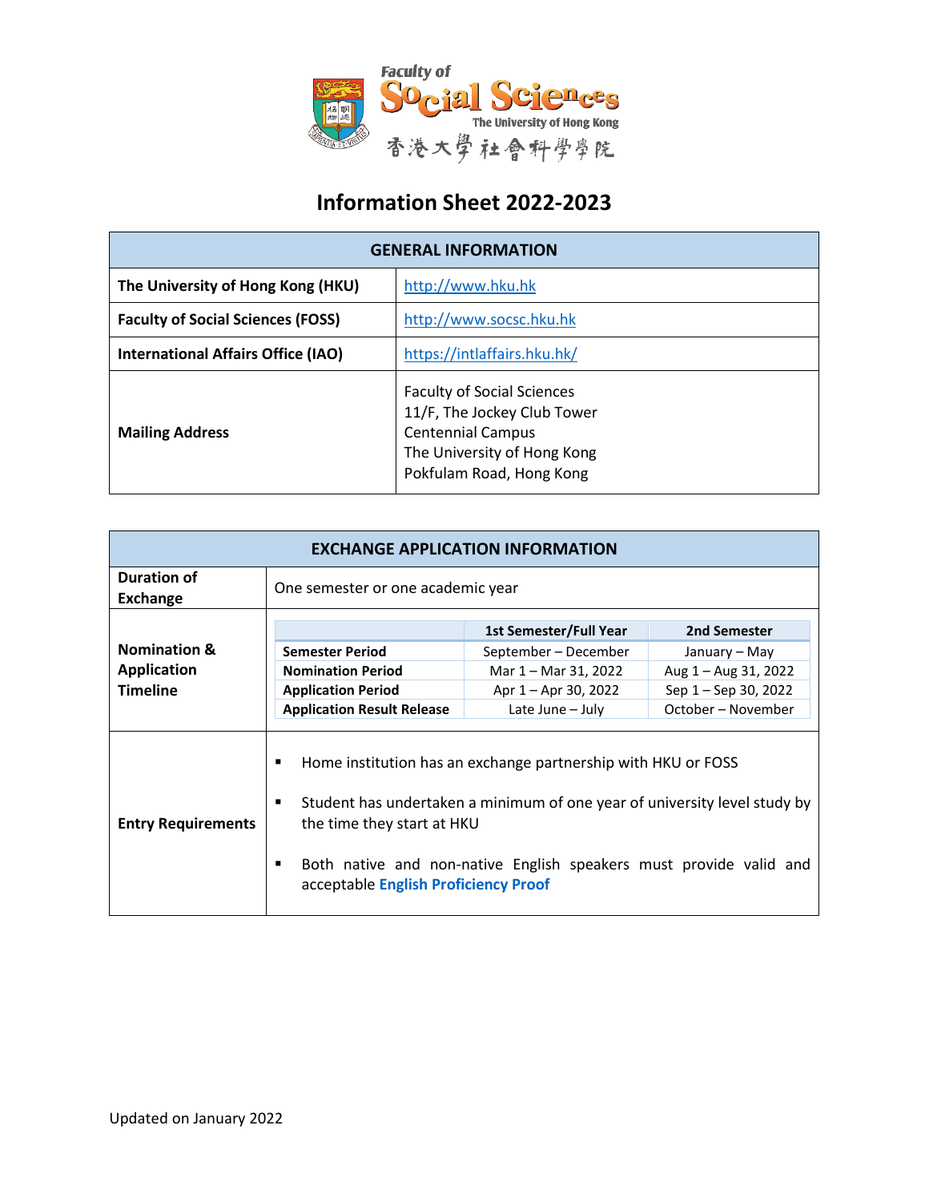Faculty of Social Sciences
The University of Hong Kong
香港大學社會科學學院

# Information Sheet 2022-2023

| GENERAL INFORMATION | |
|---|---|
| **The University of Hong Kong (HKU)** | http://www.hku.hk |
| **Faculty of Social Sciences (FOSS)** | http://www.socsc.hku.hk |
| **International Affairs Office (IAO)** | https://intlaffairs.hku.hk/ |
| **Mailing Address** | Faculty of Social Sciences<br>11/F, The Jockey Club Tower<br>Centennial Campus<br>The University of Hong Kong<br>Pokfulam Road, Hong Kong |

## EXCHANGE APPLICATION INFORMATION

**Duration of Exchange**

One semester or one academic year

**Nomination & Application Timeline**

| | 1st Semester/Full Year | 2nd Semester |
|---|---|---|
| **Semester Period** | September – December | January – May |
| **Nomination Period** | Mar 1 – Mar 31, 2022 | Aug 1 – Aug 31, 2022 |
| **Application Period** | Apr 1 – Apr 30, 2022 | Sep 1 – Sep 30, 2022 |
| **Application Result Release** | Late June – July | October – November |

**Entry Requirements**

- Home institution has an exchange partnership with HKU or FOSS
- Student has undertaken a minimum of one year of university level study by the time they start at HKU
- Both native and non-native English speakers must provide valid and acceptable **English Proficiency Proof**

Updated on January 2022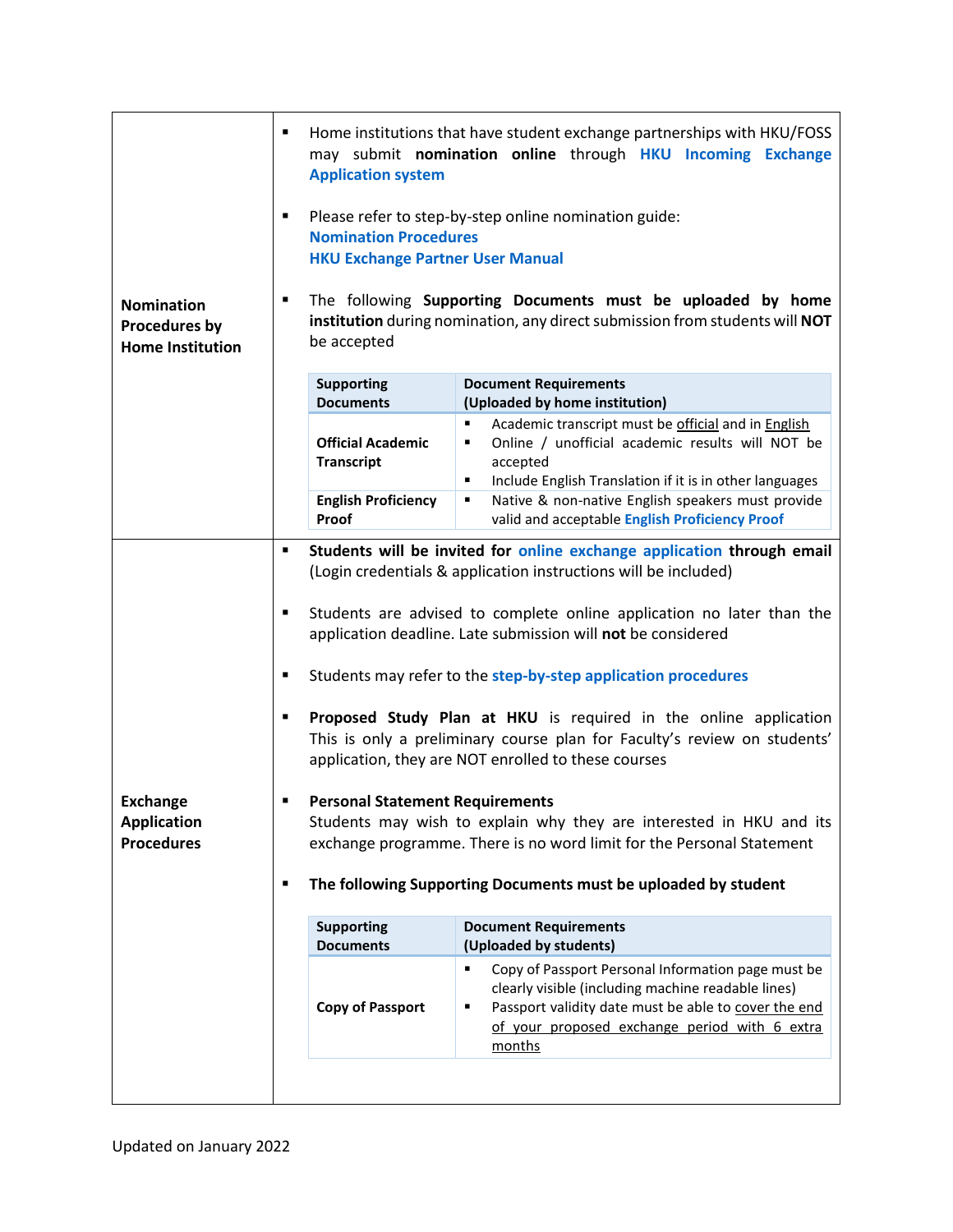## Nomination Procedures by Home Institution

- Home institutions that have student exchange partnerships with HKU/FOSS may submit **nomination online** through **HKU Incoming Exchange Application system**

- Please refer to step-by-step online nomination guide:
  **Nomination Procedures**
  **HKU Exchange Partner User Manual**

- The following **Supporting Documents must be uploaded by home institution** during nomination, any direct submission from students will **NOT** be accepted

| Supporting Documents | Document Requirements (Uploaded by home institution) |
|---|---|
| **Official Academic Transcript** | ▪ Academic transcript must be official and in English<br>▪ Online / unofficial academic results will NOT be accepted<br>▪ Include English Translation if it is in other languages |
| **English Proficiency Proof** | ▪ Native & non-native English speakers must provide valid and acceptable **English Proficiency Proof** |

## Exchange Application Procedures

- **Students will be invited for online exchange application through email** (Login credentials & application instructions will be included)

- Students are advised to complete online application no later than the application deadline. Late submission will **not** be considered

- Students may refer to the **step-by-step application procedures**

- **Proposed Study Plan at HKU** is required in the online application This is only a preliminary course plan for Faculty's review on students' application, they are NOT enrolled to these courses

- **Personal Statement Requirements**
  Students may wish to explain why they are interested in HKU and its exchange programme. There is no word limit for the Personal Statement

- **The following Supporting Documents must be uploaded by student**

| Supporting Documents | Document Requirements (Uploaded by students) |
|---|---|
| **Copy of Passport** | ▪ Copy of Passport Personal Information page must be clearly visible (including machine readable lines)<br>▪ Passport validity date must be able to cover the end of your proposed exchange period with 6 extra months |

Updated on January 2022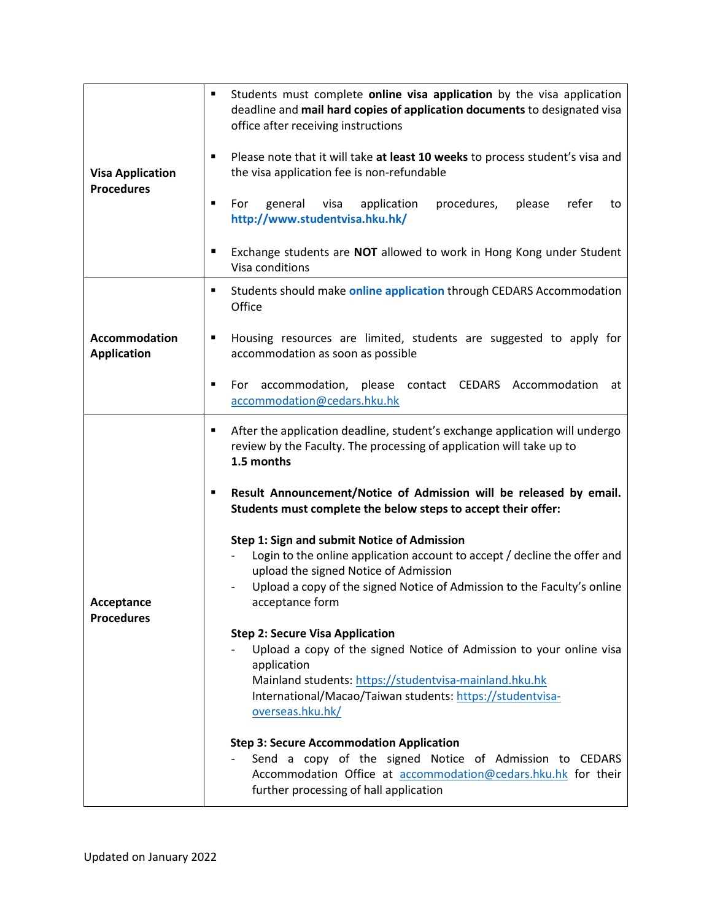| | |
|---|---|
| **Visa Application Procedures** | ▪ Students must complete **online visa application** by the visa application deadline and **mail hard copies of application documents** to designated visa office after receiving instructions<br><br>▪ Please note that it will take **at least 10 weeks** to process student's visa and the visa application fee is non-refundable<br><br>▪ For general visa application procedures, please refer to **http://www.studentvisa.hku.hk/**<br><br>▪ Exchange students are **NOT** allowed to work in Hong Kong under Student Visa conditions |
| **Accommodation Application** | ▪ Students should make **online application** through CEDARS Accommodation Office<br><br>▪ Housing resources are limited, students are suggested to apply for accommodation as soon as possible<br><br>▪ For accommodation, please contact CEDARS Accommodation at accommodation@cedars.hku.hk |
| **Acceptance Procedures** | ▪ After the application deadline, student's exchange application will undergo review by the Faculty. The processing of application will take up to **1.5 months**<br><br>▪ **Result Announcement/Notice of Admission will be released by email. Students must complete the below steps to accept their offer:**<br><br>**Step 1: Sign and submit Notice of Admission**<br>- Login to the online application account to accept / decline the offer and upload the signed Notice of Admission<br>- Upload a copy of the signed Notice of Admission to the Faculty's online acceptance form<br><br>**Step 2: Secure Visa Application**<br>- Upload a copy of the signed Notice of Admission to your online visa application<br>Mainland students: https://studentvisa-mainland.hku.hk<br>International/Macao/Taiwan students: https://studentvisa-overseas.hku.hk/<br><br>**Step 3: Secure Accommodation Application**<br>- Send a copy of the signed Notice of Admission to CEDARS Accommodation Office at accommodation@cedars.hku.hk for their further processing of hall application |

Updated on January 2022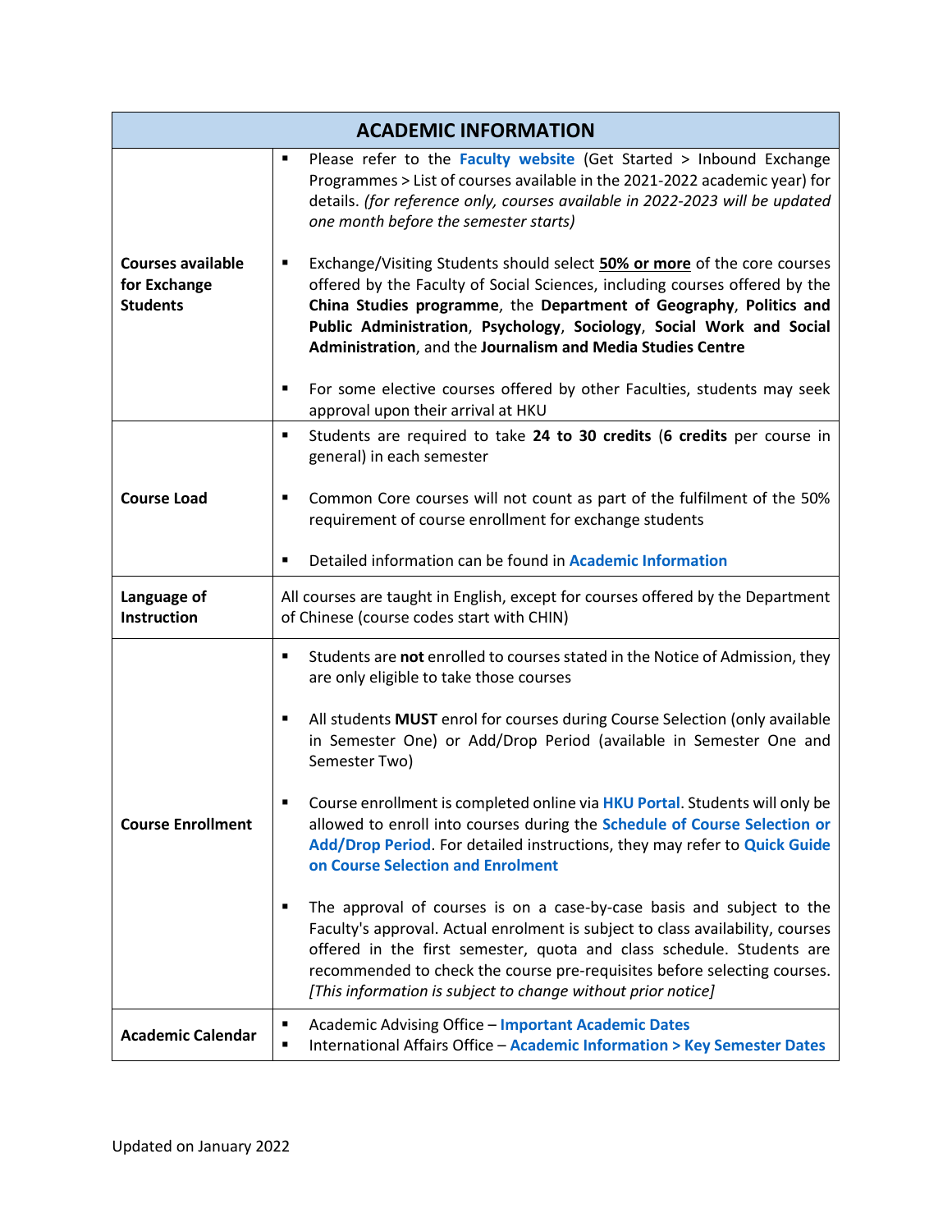| ACADEMIC INFORMATION | |
|---|---|
| **Courses available for Exchange Students** | ▪ Please refer to the **Faculty website** (Get Started > Inbound Exchange Programmes > List of courses available in the 2021-2022 academic year) for details. *(for reference only, courses available in 2022-2023 will be updated one month before the semester starts)*<br><br>▪ Exchange/Visiting Students should select **<u>50% or more</u>** of the core courses offered by the Faculty of Social Sciences, including courses offered by the **China Studies programme**, the **Department of Geography**, **Politics and Public Administration**, **Psychology**, **Sociology**, **Social Work and Social Administration**, and the **Journalism and Media Studies Centre**<br><br>▪ For some elective courses offered by other Faculties, students may seek approval upon their arrival at HKU |
| **Course Load** | ▪ Students are required to take **24 to 30 credits** (**6 credits** per course in general) in each semester<br><br>▪ Common Core courses will not count as part of the fulfilment of the 50% requirement of course enrollment for exchange students<br><br>▪ Detailed information can be found in **Academic Information** |
| **Language of Instruction** | All courses are taught in English, except for courses offered by the Department of Chinese (course codes start with CHIN) |
| **Course Enrollment** | ▪ Students are **not** enrolled to courses stated in the Notice of Admission, they are only eligible to take those courses<br><br>▪ All students **MUST** enrol for courses during Course Selection (only available in Semester One) or Add/Drop Period (available in Semester One and Semester Two)<br><br>▪ Course enrollment is completed online via **HKU Portal**. Students will only be allowed to enroll into courses during the **Schedule of Course Selection or Add/Drop Period**. For detailed instructions, they may refer to **Quick Guide on Course Selection and Enrolment**<br><br>▪ The approval of courses is on a case-by-case basis and subject to the Faculty's approval. Actual enrolment is subject to class availability, courses offered in the first semester, quota and class schedule. Students are recommended to check the course pre-requisites before selecting courses. *[This information is subject to change without prior notice]* |
| **Academic Calendar** | ▪ Academic Advising Office – **Important Academic Dates**<br>▪ International Affairs Office – **Academic Information > Key Semester Dates** |

Updated on January 2022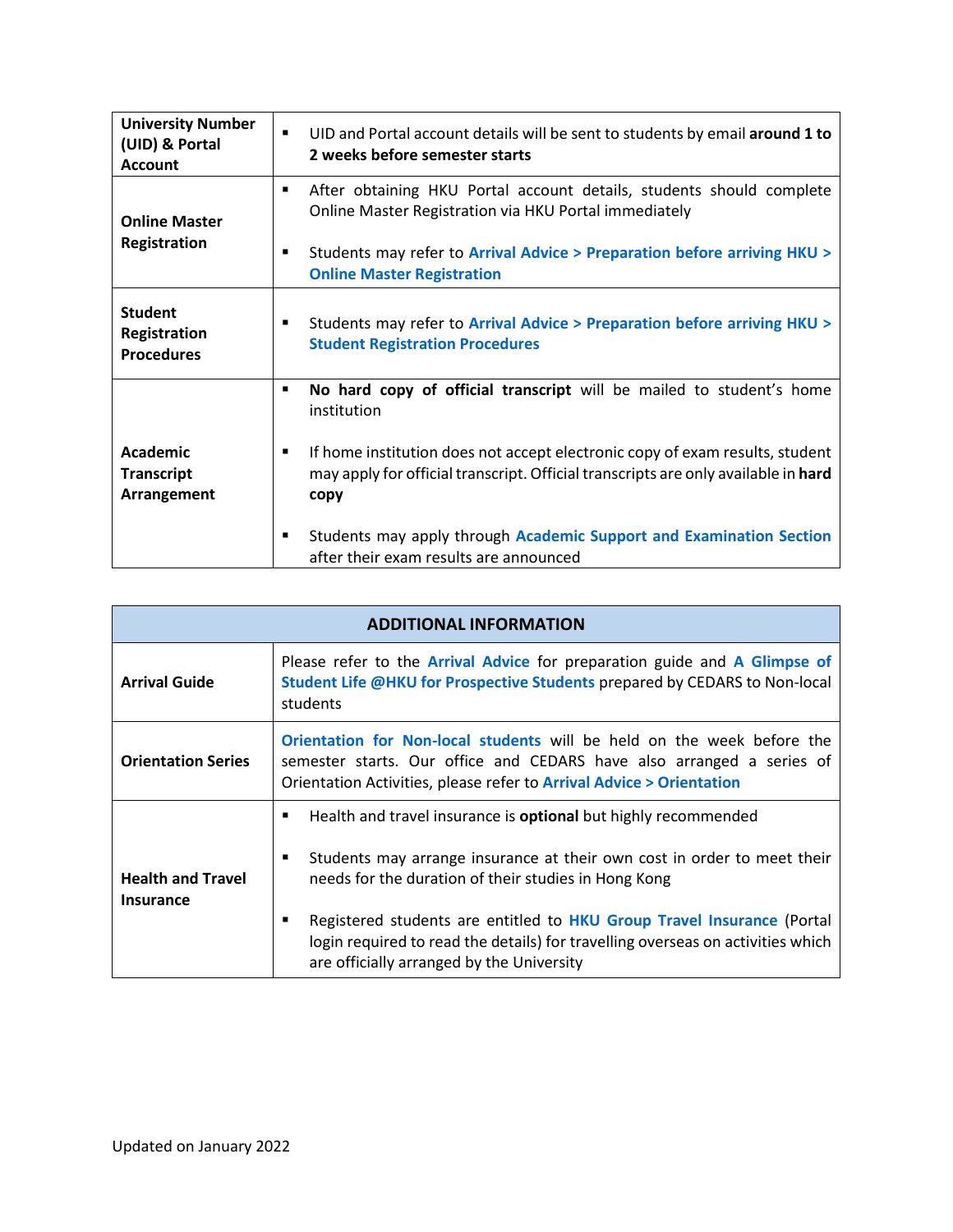| | |
|---|---|
| **University Number (UID) & Portal Account** | ▪ UID and Portal account details will be sent to students by email **around 1 to 2 weeks before semester starts** |
| **Online Master Registration** | ▪ After obtaining HKU Portal account details, students should complete Online Master Registration via HKU Portal immediately<br><br>▪ Students may refer to **Arrival Advice > Preparation before arriving HKU > Online Master Registration** |
| **Student Registration Procedures** | ▪ Students may refer to **Arrival Advice > Preparation before arriving HKU > Student Registration Procedures** |
| **Academic Transcript Arrangement** | ▪ **No hard copy of official transcript** will be mailed to student's home institution<br><br>▪ If home institution does not accept electronic copy of exam results, student may apply for official transcript. Official transcripts are only available in **hard copy**<br><br>▪ Students may apply through **Academic Support and Examination Section** after their exam results are announced |

| **ADDITIONAL INFORMATION** | |
|---|---|
| **Arrival Guide** | Please refer to the **Arrival Advice** for preparation guide and **A Glimpse of Student Life @HKU for Prospective Students** prepared by CEDARS to Non-local students |
| **Orientation Series** | **Orientation for Non-local students** will be held on the week before the semester starts. Our office and CEDARS have also arranged a series of Orientation Activities, please refer to **Arrival Advice > Orientation** |
| **Health and Travel Insurance** | ▪ Health and travel insurance is **optional** but highly recommended<br><br>▪ Students may arrange insurance at their own cost in order to meet their needs for the duration of their studies in Hong Kong<br><br>▪ Registered students are entitled to **HKU Group Travel Insurance** (Portal login required to read the details) for travelling overseas on activities which are officially arranged by the University |

Updated on January 2022